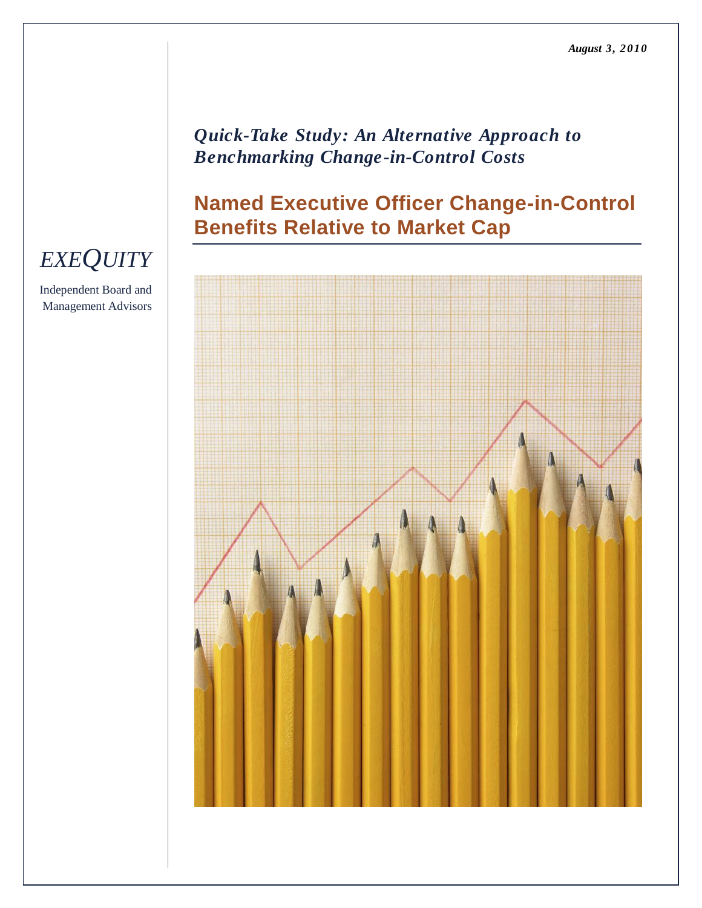*August 3, 2010*

*Quick-Take Study: An Alternative Approach to Benchmarking Change-in-Control Costs*

# Named Executive Officer Change-in-Control Benefits Relative to Market Cap

*EXEQUITY*

Independent Board and Management Advisors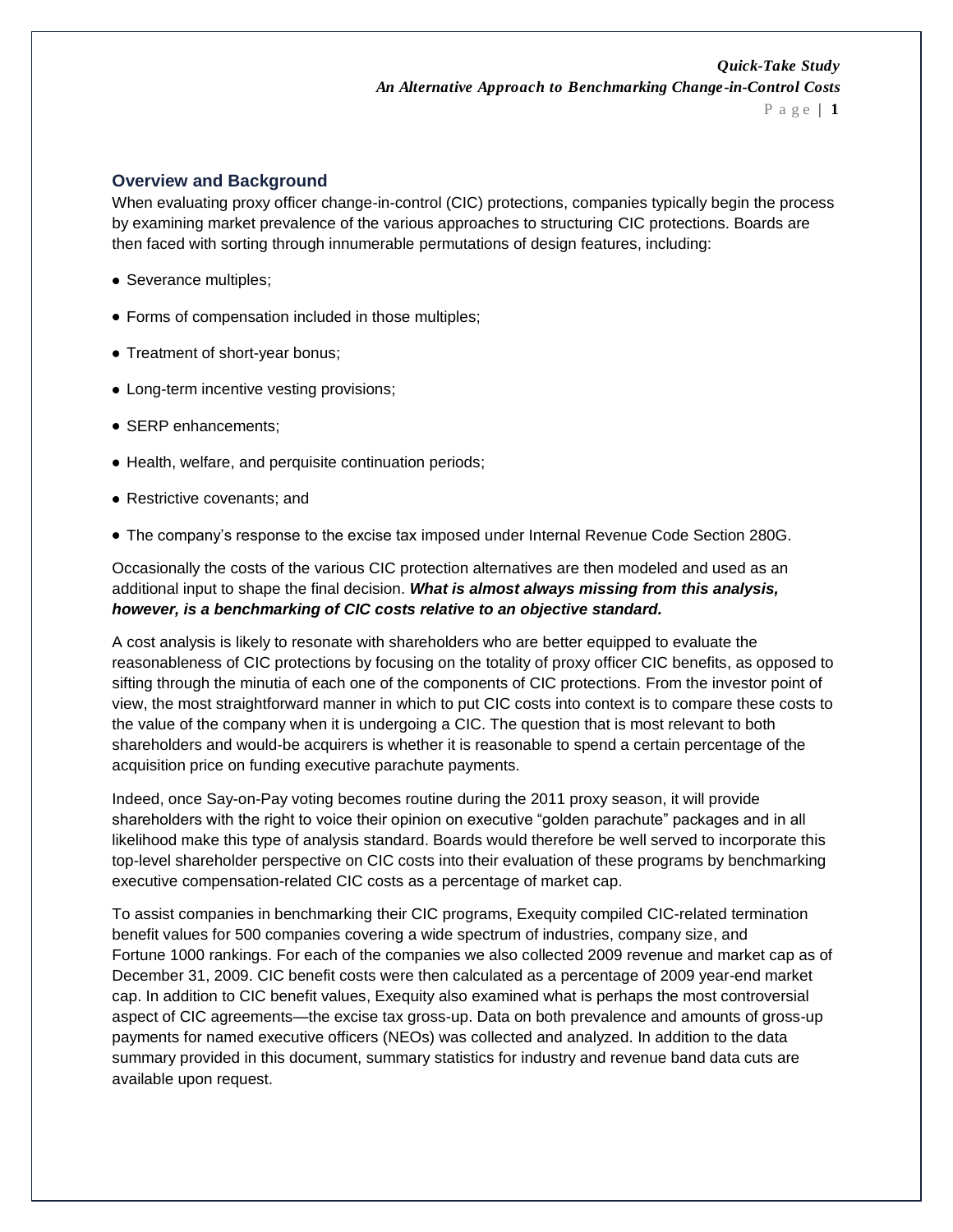## Overview and Background

When evaluating proxy officer change-in-control (CIC) protections, companies typically begin the process by examining market prevalence of the various approaches to structuring CIC protections. Boards are then faced with sorting through innumerable permutations of design features, including:

- Severance multiples;
- Forms of compensation included in those multiples;
- Treatment of short-year bonus;
- Long-term incentive vesting provisions;
- SERP enhancements;
- Health, welfare, and perquisite continuation periods;
- Restrictive covenants; and
- The company's response to the excise tax imposed under Internal Revenue Code Section 280G.

Occasionally the costs of the various CIC protection alternatives are then modeled and used as an additional input to shape the final decision. ***What is almost always missing from this analysis, however, is a benchmarking of CIC costs relative to an objective standard.***

A cost analysis is likely to resonate with shareholders who are better equipped to evaluate the reasonableness of CIC protections by focusing on the totality of proxy officer CIC benefits, as opposed to sifting through the minutia of each one of the components of CIC protections. From the investor point of view, the most straightforward manner in which to put CIC costs into context is to compare these costs to the value of the company when it is undergoing a CIC. The question that is most relevant to both shareholders and would-be acquirers is whether it is reasonable to spend a certain percentage of the acquisition price on funding executive parachute payments.

Indeed, once Say-on-Pay voting becomes routine during the 2011 proxy season, it will provide shareholders with the right to voice their opinion on executive "golden parachute" packages and in all likelihood make this type of analysis standard. Boards would therefore be well served to incorporate this top-level shareholder perspective on CIC costs into their evaluation of these programs by benchmarking executive compensation-related CIC costs as a percentage of market cap.

To assist companies in benchmarking their CIC programs, Exequity compiled CIC-related termination benefit values for 500 companies covering a wide spectrum of industries, company size, and Fortune 1000 rankings. For each of the companies we also collected 2009 revenue and market cap as of December 31, 2009. CIC benefit costs were then calculated as a percentage of 2009 year-end market cap. In addition to CIC benefit values, Exequity also examined what is perhaps the most controversial aspect of CIC agreements—the excise tax gross-up. Data on both prevalence and amounts of gross-up payments for named executive officers (NEOs) was collected and analyzed. In addition to the data summary provided in this document, summary statistics for industry and revenue band data cuts are available upon request.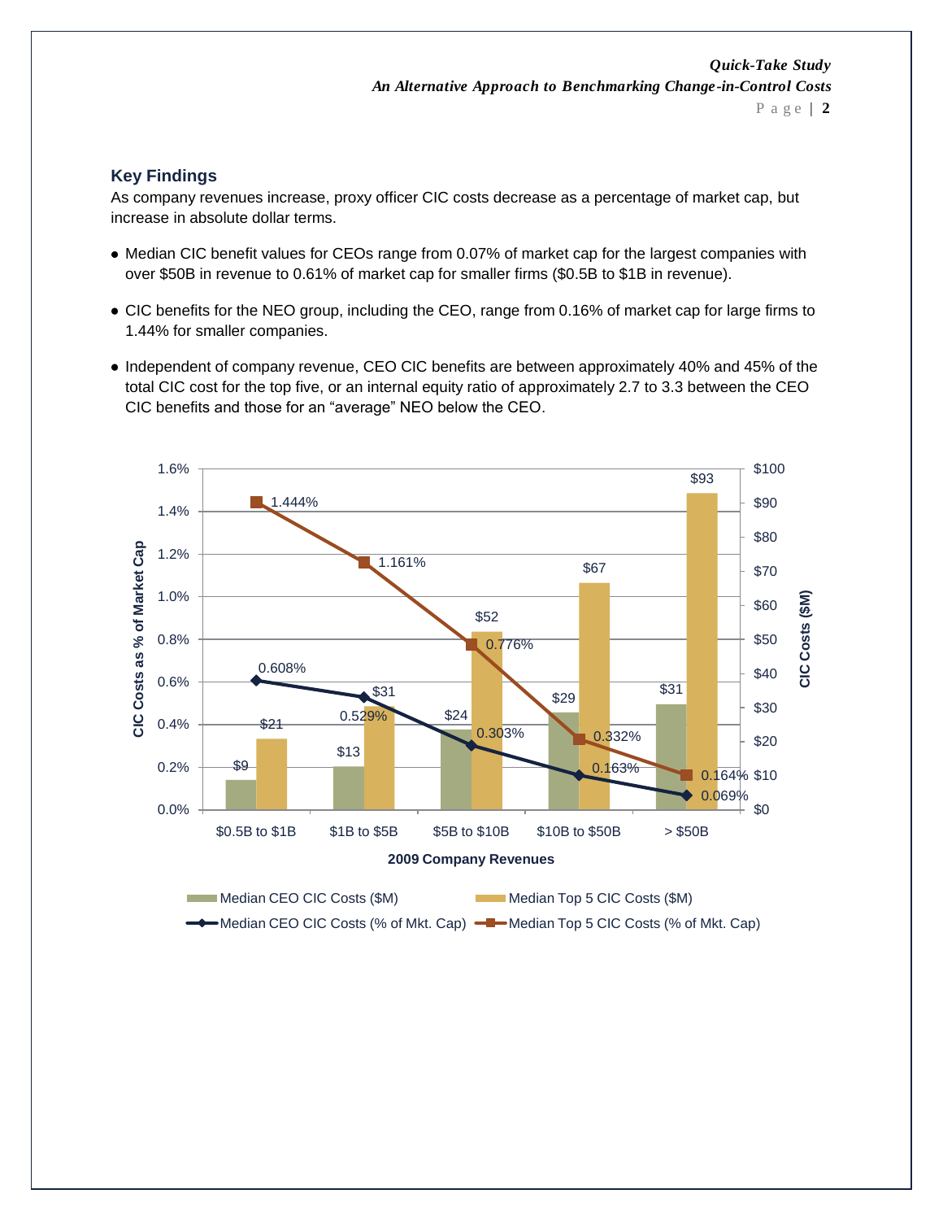## Key Findings

As company revenues increase, proxy officer CIC costs decrease as a percentage of market cap, but increase in absolute dollar terms.

- Median CIC benefit values for CEOs range from 0.07% of market cap for the largest companies with over $50B in revenue to 0.61% of market cap for smaller firms ($0.5B to $1B in revenue).
- CIC benefits for the NEO group, including the CEO, range from 0.16% of market cap for large firms to 1.44% for smaller companies.
- Independent of company revenue, CEO CIC benefits are between approximately 40% and 45% of the total CIC cost for the top five, or an internal equity ratio of approximately 2.7 to 3.3 between the CEO CIC benefits and those for an "average" NEO below the CEO.

| 2009 Company Revenues | Median CEO CIC Costs ($M) | Median Top 5 CIC Costs ($M) | Median CEO CIC Costs (% of Mkt. Cap) | Median Top 5 CIC Costs (% of Mkt. Cap) |
|---|---|---|---|---|
| $0.5B to $1B | $9 | $21 | 0.608% | 1.444% |
| $1B to $5B | $13 | $31 | 0.529% | 1.161% |
| $5B to $10B | $24 | $52 | 0.303% | 0.776% |
| $10B to $50B | $29 | $67 | 0.163% | 0.332% |
| > $50B | $31 | $93 | 0.069% | 0.164% |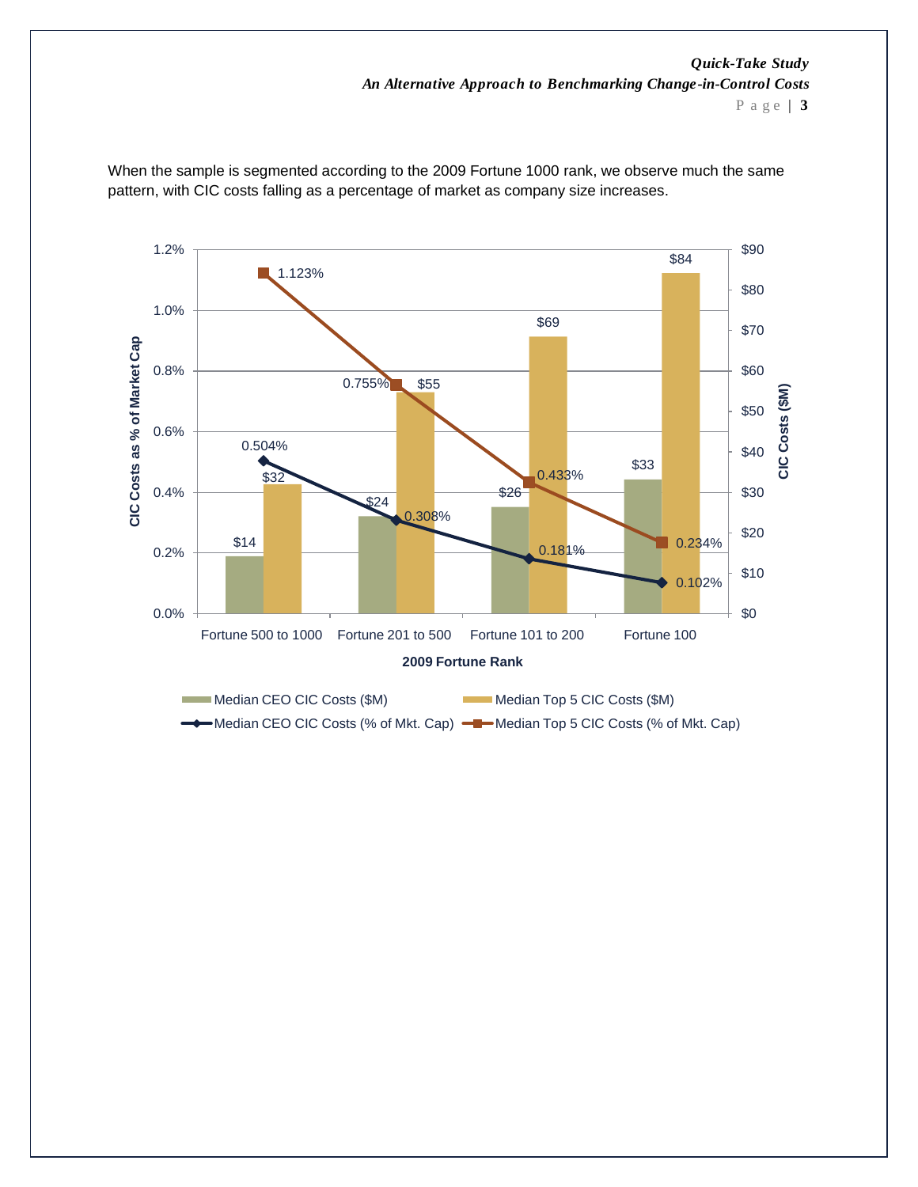When the sample is segmented according to the 2009 Fortune 1000 rank, we observe much the same pattern, with CIC costs falling as a percentage of market as company size increases.

| 2009 Fortune Rank | Median CEO CIC Costs ($M) | Median Top 5 CIC Costs ($M) | Median CEO CIC Costs (% of Mkt. Cap) | Median Top 5 CIC Costs (% of Mkt. Cap) |
|---|---|---|---|---|
| Fortune 500 to 1000 | $14 | $32 | 0.504% | 1.123% |
| Fortune 201 to 500 | $24 | $55 | 0.308% | 0.755% |
| Fortune 101 to 200 | $26 | $69 | 0.181% | 0.433% |
| Fortune 100 | $33 | $84 | 0.102% | 0.234% |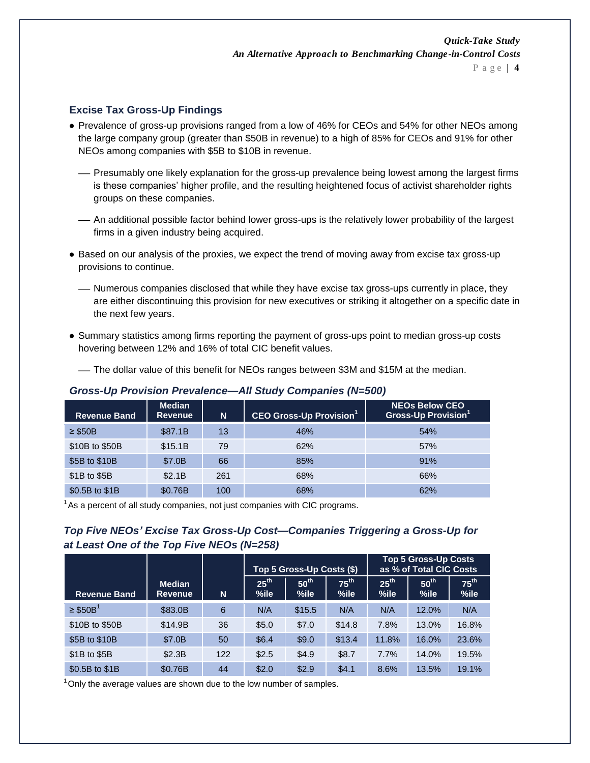### Excise Tax Gross-Up Findings

- Prevalence of gross-up provisions ranged from a low of 46% for CEOs and 54% for other NEOs among the large company group (greater than $50B in revenue) to a high of 85% for CEOs and 91% for other NEOs among companies with $5B to $10B in revenue.
  - Presumably one likely explanation for the gross-up prevalence being lowest among the largest firms is these companies' higher profile, and the resulting heightened focus of activist shareholder rights groups on these companies.
  - An additional possible factor behind lower gross-ups is the relatively lower probability of the largest firms in a given industry being acquired.
- Based on our analysis of the proxies, we expect the trend of moving away from excise tax gross-up provisions to continue.
  - Numerous companies disclosed that while they have excise tax gross-ups currently in place, they are either discontinuing this provision for new executives or striking it altogether on a specific date in the next few years.
- Summary statistics among firms reporting the payment of gross-ups point to median gross-up costs hovering between 12% and 16% of total CIC benefit values.
  - The dollar value of this benefit for NEOs ranges between $3M and $15M at the median.

***Gross-Up Provision Prevalence—All Study Companies (N=500)***

| Revenue Band | Median Revenue | N | CEO Gross-Up Provision[1] | NEOs Below CEO Gross-Up Provision[1] |
|---|---|---|---|---|
| ≥ $50B | $87.1B | 13 | 46% | 54% |
| $10B to $50B | $15.1B | 79 | 62% | 57% |
| $5B to $10B | $7.0B | 66 | 85% | 91% |
| $1B to $5B | $2.1B | 261 | 68% | 66% |
| $0.5B to $1B | $0.76B | 100 | 68% | 62% |

[1] As a percent of all study companies, not just companies with CIC programs.

***Top Five NEOs' Excise Tax Gross-Up Cost—Companies Triggering a Gross-Up for at Least One of the Top Five NEOs (N=258)***

| | | | Top 5 Gross-Up Costs ($) | | | Top 5 Gross-Up Costs as % of Total CIC Costs | | |
|---|---|---|---|---|---|---|---|---|
| Revenue Band | Median Revenue | N | 25th %ile | 50th %ile | 75th %ile | 25th %ile | 50th %ile | 75th %ile |
| ≥ $50B[1] | $83.0B | 6 | N/A | $15.5 | N/A | N/A | 12.0% | N/A |
| $10B to $50B | $14.9B | 36 | $5.0 | $7.0 | $14.8 | 7.8% | 13.0% | 16.8% |
| $5B to $10B | $7.0B | 50 | $6.4 | $9.0 | $13.4 | 11.8% | 16.0% | 23.6% |
| $1B to $5B | $2.3B | 122 | $2.5 | $4.9 | $8.7 | 7.7% | 14.0% | 19.5% |
| $0.5B to $1B | $0.76B | 44 | $2.0 | $2.9 | $4.1 | 8.6% | 13.5% | 19.1% |

[1] Only the average values are shown due to the low number of samples.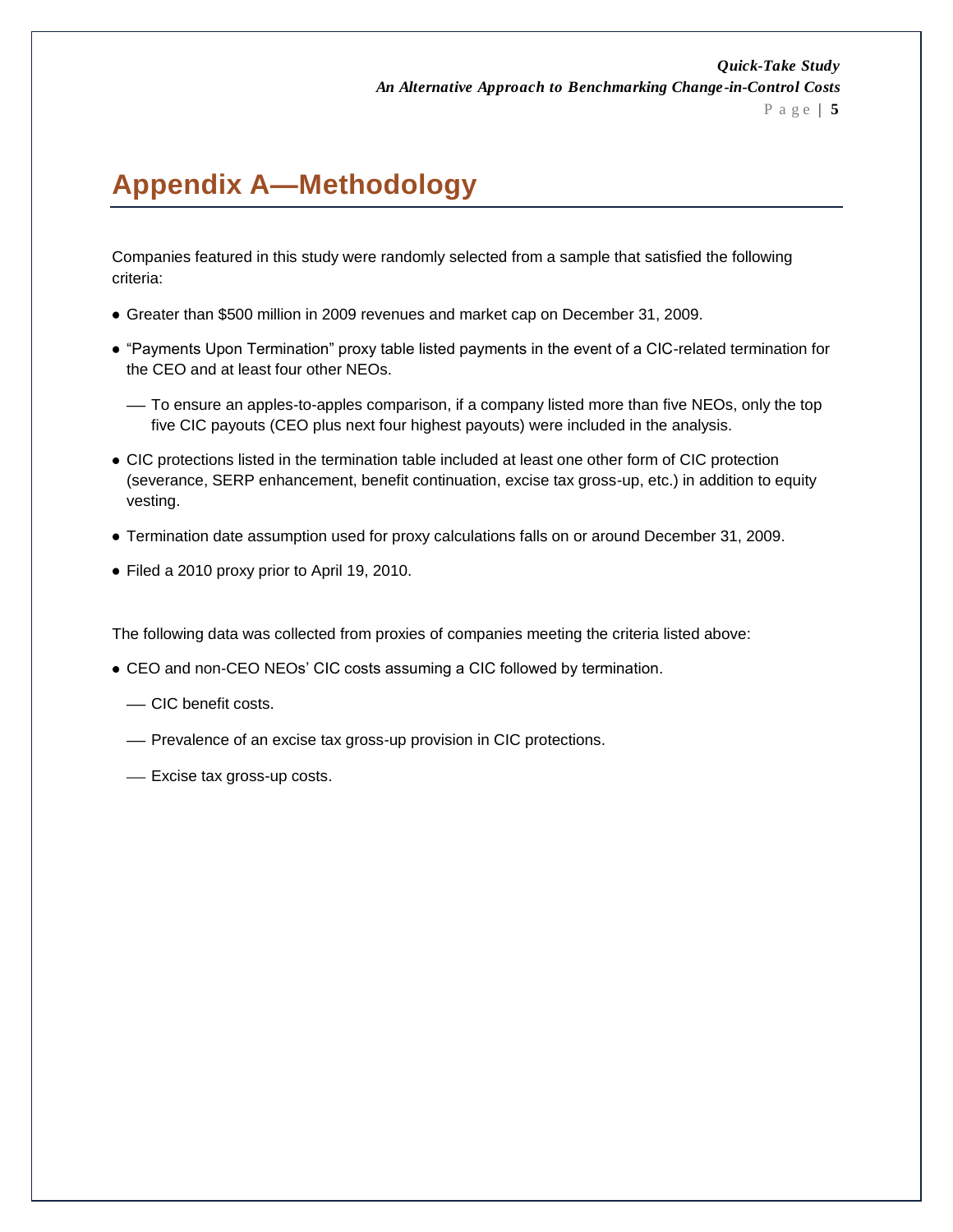# Appendix A—Methodology

Companies featured in this study were randomly selected from a sample that satisfied the following criteria:

- Greater than $500 million in 2009 revenues and market cap on December 31, 2009.
- "Payments Upon Termination" proxy table listed payments in the event of a CIC-related termination for the CEO and at least four other NEOs.
  - To ensure an apples-to-apples comparison, if a company listed more than five NEOs, only the top five CIC payouts (CEO plus next four highest payouts) were included in the analysis.
- CIC protections listed in the termination table included at least one other form of CIC protection (severance, SERP enhancement, benefit continuation, excise tax gross-up, etc.) in addition to equity vesting.
- Termination date assumption used for proxy calculations falls on or around December 31, 2009.
- Filed a 2010 proxy prior to April 19, 2010.

The following data was collected from proxies of companies meeting the criteria listed above:

- CEO and non-CEO NEOs' CIC costs assuming a CIC followed by termination.
  - CIC benefit costs.
  - Prevalence of an excise tax gross-up provision in CIC protections.
  - Excise tax gross-up costs.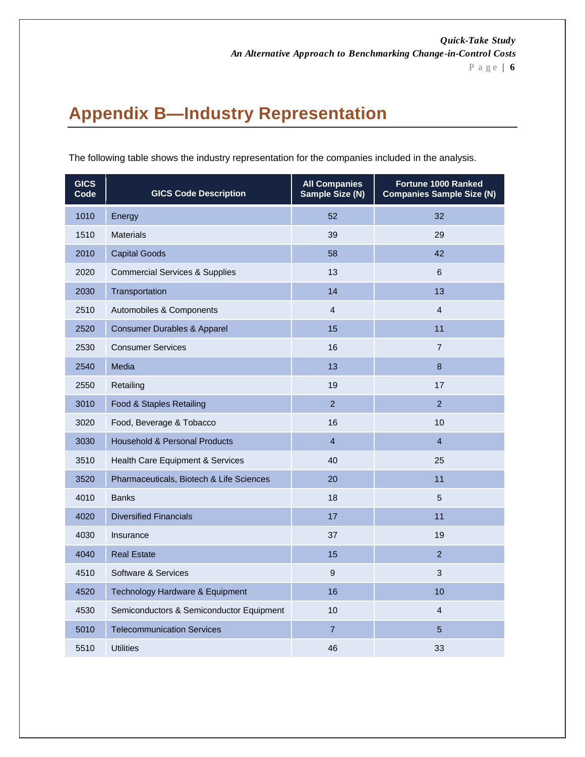# Appendix B—Industry Representation

The following table shows the industry representation for the companies included in the analysis.

| GICS Code | GICS Code Description | All Companies Sample Size (N) | Fortune 1000 Ranked Companies Sample Size (N) |
|---|---|---|---|
| 1010 | Energy | 52 | 32 |
| 1510 | Materials | 39 | 29 |
| 2010 | Capital Goods | 58 | 42 |
| 2020 | Commercial Services & Supplies | 13 | 6 |
| 2030 | Transportation | 14 | 13 |
| 2510 | Automobiles & Components | 4 | 4 |
| 2520 | Consumer Durables & Apparel | 15 | 11 |
| 2530 | Consumer Services | 16 | 7 |
| 2540 | Media | 13 | 8 |
| 2550 | Retailing | 19 | 17 |
| 3010 | Food & Staples Retailing | 2 | 2 |
| 3020 | Food, Beverage & Tobacco | 16 | 10 |
| 3030 | Household & Personal Products | 4 | 4 |
| 3510 | Health Care Equipment & Services | 40 | 25 |
| 3520 | Pharmaceuticals, Biotech & Life Sciences | 20 | 11 |
| 4010 | Banks | 18 | 5 |
| 4020 | Diversified Financials | 17 | 11 |
| 4030 | Insurance | 37 | 19 |
| 4040 | Real Estate | 15 | 2 |
| 4510 | Software & Services | 9 | 3 |
| 4520 | Technology Hardware & Equipment | 16 | 10 |
| 4530 | Semiconductors & Semiconductor Equipment | 10 | 4 |
| 5010 | Telecommunication Services | 7 | 5 |
| 5510 | Utilities | 46 | 33 |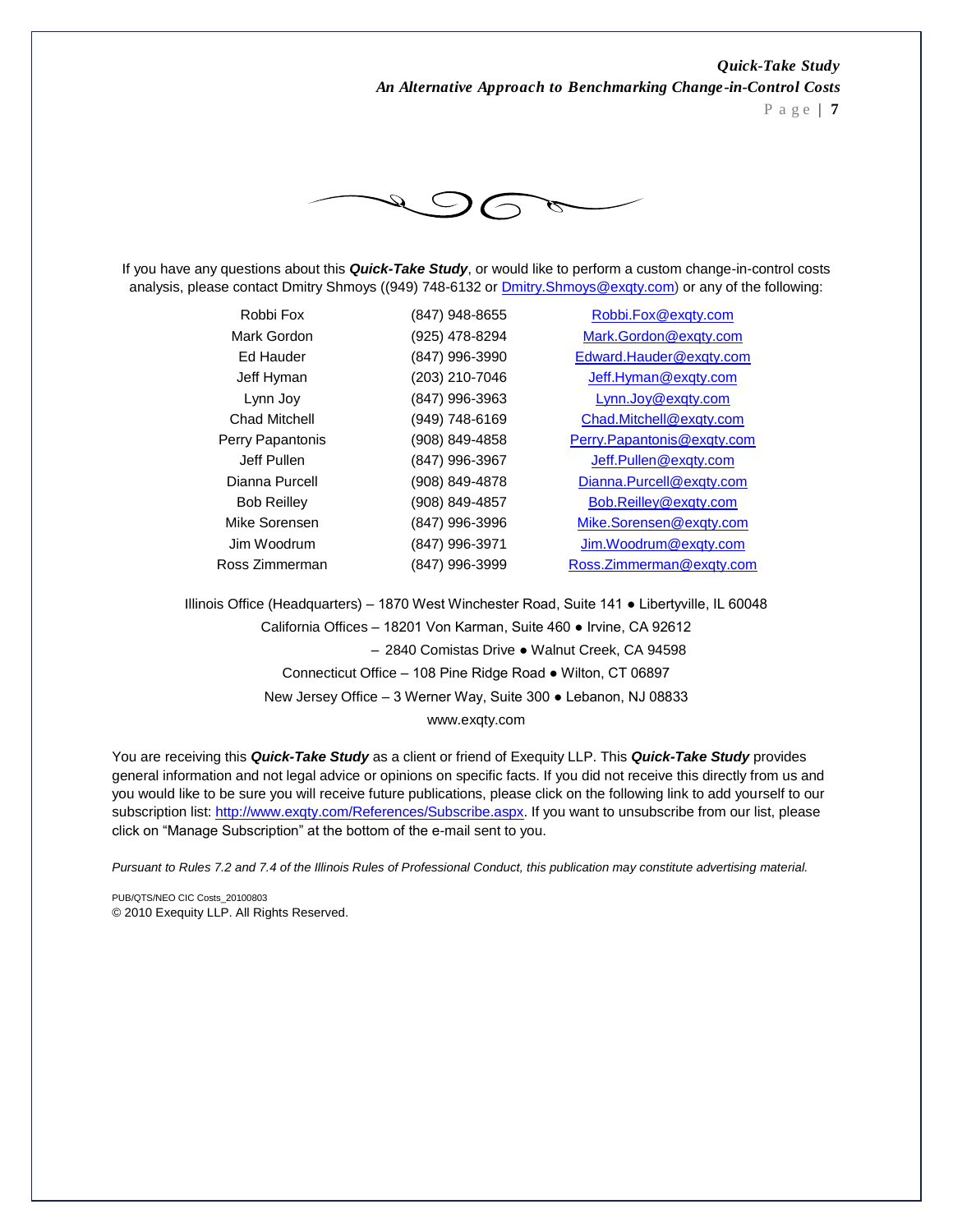If you have any questions about this ***Quick-Take Study***, or would like to perform a custom change-in-control costs analysis, please contact Dmitry Shmoys ((949) 748-6132 or Dmitry.Shmoys@exqty.com) or any of the following:

| | | |
|---|---|---|
| Robbi Fox | (847) 948-8655 | Robbi.Fox@exqty.com |
| Mark Gordon | (925) 478-8294 | Mark.Gordon@exqty.com |
| Ed Hauder | (847) 996-3990 | Edward.Hauder@exqty.com |
| Jeff Hyman | (203) 210-7046 | Jeff.Hyman@exqty.com |
| Lynn Joy | (847) 996-3963 | Lynn.Joy@exqty.com |
| Chad Mitchell | (949) 748-6169 | Chad.Mitchell@exqty.com |
| Perry Papantonis | (908) 849-4858 | Perry.Papantonis@exqty.com |
| Jeff Pullen | (847) 996-3967 | Jeff.Pullen@exqty.com |
| Dianna Purcell | (908) 849-4878 | Dianna.Purcell@exqty.com |
| Bob Reilley | (908) 849-4857 | Bob.Reilley@exqty.com |
| Mike Sorensen | (847) 996-3996 | Mike.Sorensen@exqty.com |
| Jim Woodrum | (847) 996-3971 | Jim.Woodrum@exqty.com |
| Ross Zimmerman | (847) 996-3999 | Ross.Zimmerman@exqty.com |

Illinois Office (Headquarters) – 1870 West Winchester Road, Suite 141 ● Libertyville, IL 60048

California Offices – 18201 Von Karman, Suite 460 ● Irvine, CA 92612

– 2840 Comistas Drive ● Walnut Creek, CA 94598

Connecticut Office – 108 Pine Ridge Road ● Wilton, CT 06897

New Jersey Office – 3 Werner Way, Suite 300 ● Lebanon, NJ 08833

www.exqty.com

You are receiving this ***Quick-Take Study*** as a client or friend of Exequity LLP. This ***Quick-Take Study*** provides general information and not legal advice or opinions on specific facts. If you did not receive this directly from us and you would like to be sure you will receive future publications, please click on the following link to add yourself to our subscription list: http://www.exqty.com/References/Subscribe.aspx. If you want to unsubscribe from our list, please click on "Manage Subscription" at the bottom of the e-mail sent to you.

*Pursuant to Rules 7.2 and 7.4 of the Illinois Rules of Professional Conduct, this publication may constitute advertising material.*

PUB/QTS/NEO CIC Costs_20100803

© 2010 Exequity LLP. All Rights Reserved.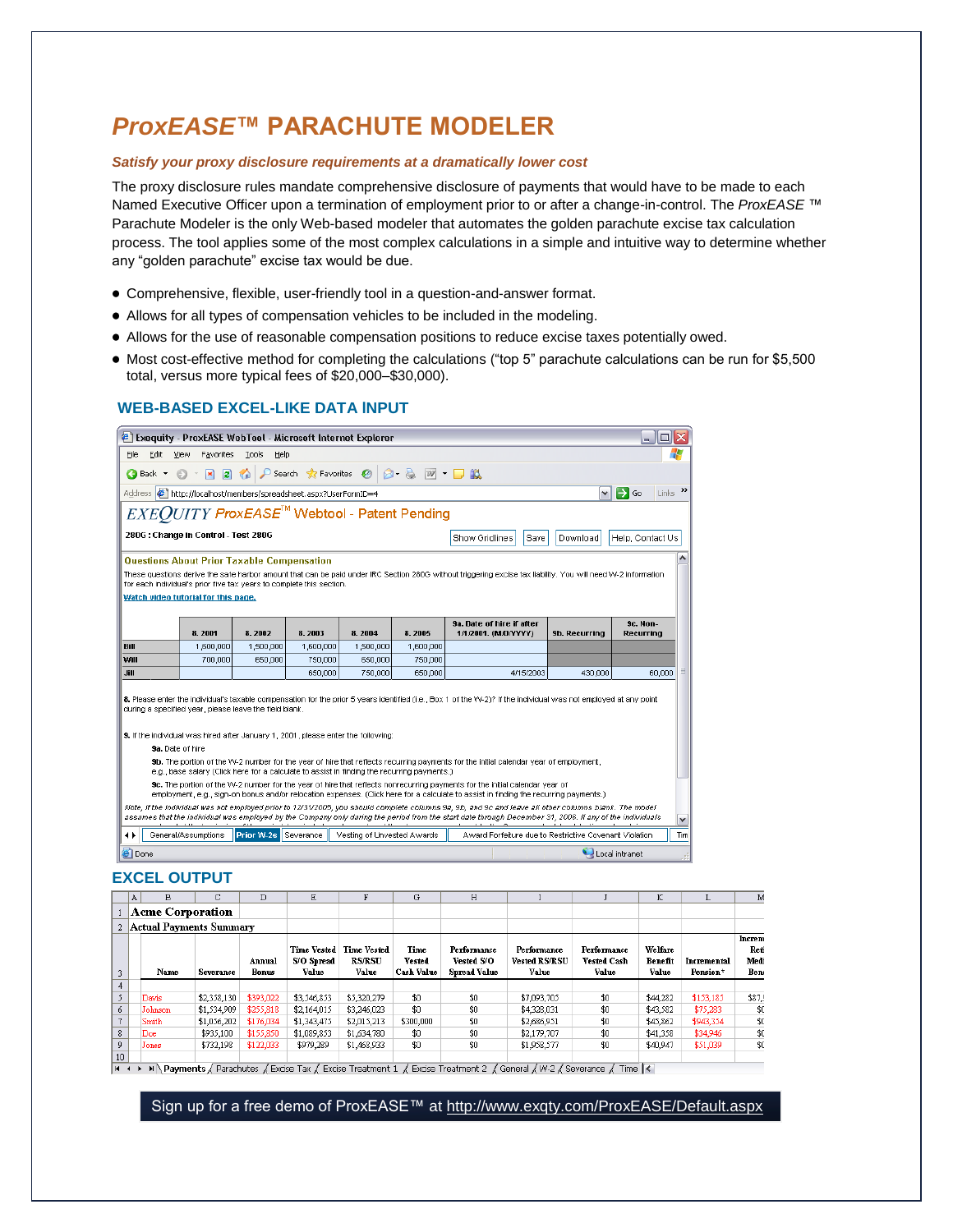# *ProxEASE™* PARACHUTE MODELER

***Satisfy your proxy disclosure requirements at a dramatically lower cost***

The proxy disclosure rules mandate comprehensive disclosure of payments that would have to be made to each Named Executive Officer upon a termination of employment prior to or after a change-in-control. The *ProxEASE ™* Parachute Modeler is the only Web-based modeler that automates the golden parachute excise tax calculation process. The tool applies some of the most complex calculations in a simple and intuitive way to determine whether any "golden parachute" excise tax would be due.

- Comprehensive, flexible, user-friendly tool in a question-and-answer format.
- Allows for all types of compensation vehicles to be included in the modeling.
- Allows for the use of reasonable compensation positions to reduce excise taxes potentially owed.
- Most cost-effective method for completing the calculations ("top 5" parachute calculations can be run for $5,500 total, versus more typical fees of $20,000–$30,000).

## WEB-BASED EXCEL-LIKE DATA INPUT

Exequity - ProxEASE WebTool - Microsoft Internet Explorer

EXEQUITY ProxEASE™ Webtool - Patent Pending

280G : Change in Control - Test 280G

Show Gridlines | Save | Download | Help, Contact Us

**Questions About Prior Taxable Compensation**

These questions derive the safe harbor amount that can be paid under IRC Section 280G without triggering excise tax liability. You will need W-2 information for each individual's prior five tax years to complete this section.

Watch video tutorial for this page.

| | 8. 2001 | 8. 2002 | 8. 2003 | 8. 2004 | 8. 2005 | 9a. Date of hire if after 1/1/2001. (M/D/YYYY) | 9b. Recurring | 9c. Non-Recurring |
|---|---|---|---|---|---|---|---|---|
| Bill | 1,500,000 | 1,500,000 | 1,600,000 | 1,500,000 | 1,600,000 | | | |
| Will | 700,000 | 650,000 | 750,000 | 650,000 | 750,000 | | | |
| Jill | | | 650,000 | 750,000 | 650,000 | 4/15/2003 | 430,000 | 60,000 |

**8.** Please enter the individual's taxable compensation for the prior 5 years identified (i.e., Box 1 of the W-2)? If the individual was not employed at any point during a specified year, please leave the field blank.

**9.** If the individual was hired after January 1, 2001, please enter the following:

**9a.** Date of hire

**9b.** The portion of the W-2 number for the year of hire that reflects recurring payments for the initial calendar year of employment, e.g., base salary (Click here for a calculate to assist in finding the recurring payments.)

**9c.** The portion of the W-2 number for the year of hire that reflects nonrecurring payments for the initial calendar year of employment, e.g., sign-on bonus and/or relocation expenses. (Click here for a calculate to assist in finding the recurring payments.)

*Note, if the individual was not employed prior to 12/31/2005, you should complete columns 9a, 9b, and 9c and leave all other columns blank. The model assumes that the individual was employed by the Company only during the period from the start date through December 31, 2006. If any of the individuals*

General/Assumptions | Prior W-2s | Severance | Vesting of Unvested Awards | Award Forfeiture due to Restrictive Covenant Violation | Tim

## EXCEL OUTPUT

**Acme Corporation**

**Actual Payments Summary**

| Name | Severance | Annual Bonus | Time Vested S/O Spread Value | Time Vested RS/RSU Value | Time Vested Cash Value | Performance Vested S/O Spread Value | Performance Vested RS/RSU Value | Performance Vested Cash Value | Welfare Benefit Value | Incremental Pension* | Increm Reti Medi Bon |
|---|---|---|---|---|---|---|---|---|---|---|---|
| Davis | $2,358,130 | $393,022 | $3,146,853 | $5,320,279 | $0 | $0 | $7,093,705 | $0 | $44,282 | $153,181 | $87, |
| Johnson | $1,534,909 | $255,818 | $2,164,015 | $3,246,023 | $0 | $0 | $4,328,031 | $0 | $43,582 | $75,283 | $0 |
| Smith | $1,056,202 | $176,034 | $1,343,475 | $2,015,213 | $300,000 | $0 | $2,686,951 | $0 | $45,862 | $943,354 | $0 |
| Doe | $935,100 | $155,850 | $1,089,853 | $1,634,780 | $0 | $0 | $2,179,707 | $0 | $41,358 | $34,946 | $0 |
| Jones | $732,198 | $122,033 | $979,289 | $1,468,933 | $0 | $0 | $1,958,577 | $0 | $40,947 | $51,039 | $0 |

Payments / Parachutes / Excise Tax / Excise Treatment 1 / Excise Treatment 2 / General / W-2 / Severance / Time

Sign up for a free demo of ProxEASE™ at http://www.exqty.com/ProxEASE/Default.aspx